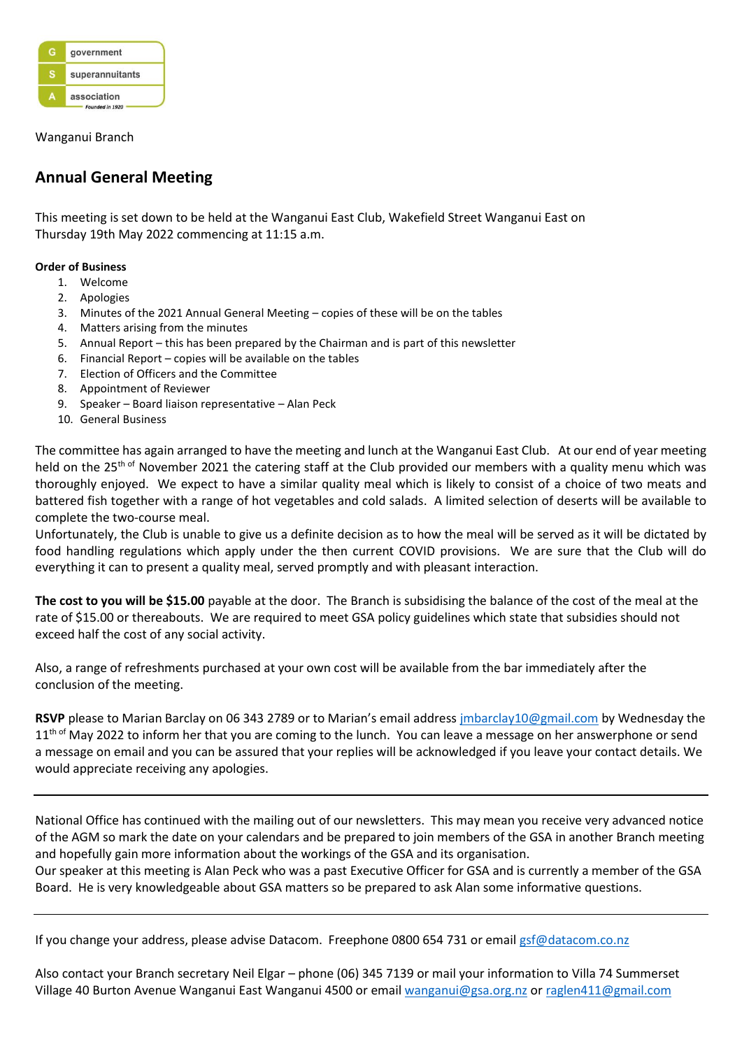| G | government |
|---|---|
| S | superannuitants |
| A | association |

*Founded in 1920*

Wanganui Branch

## Annual General Meeting

This meeting is set down to be held at the Wanganui East Club, Wakefield Street Wanganui East on Thursday 19th May 2022 commencing at 11:15 a.m.

**Order of Business**

1. Welcome
2. Apologies
3. Minutes of the 2021 Annual General Meeting – copies of these will be on the tables
4. Matters arising from the minutes
5. Annual Report – this has been prepared by the Chairman and is part of this newsletter
6. Financial Report – copies will be available on the tables
7. Election of Officers and the Committee
8. Appointment of Reviewer
9. Speaker – Board liaison representative – Alan Peck
10. General Business

The committee has again arranged to have the meeting and lunch at the Wanganui East Club. At our end of year meeting held on the 25th of November 2021 the catering staff at the Club provided our members with a quality menu which was thoroughly enjoyed. We expect to have a similar quality meal which is likely to consist of a choice of two meats and battered fish together with a range of hot vegetables and cold salads. A limited selection of deserts will be available to complete the two-course meal.

Unfortunately, the Club is unable to give us a definite decision as to how the meal will be served as it will be dictated by food handling regulations which apply under the then current COVID provisions. We are sure that the Club will do everything it can to present a quality meal, served promptly and with pleasant interaction.

**The cost to you will be $15.00** payable at the door. The Branch is subsidising the balance of the cost of the meal at the rate of $15.00 or thereabouts. We are required to meet GSA policy guidelines which state that subsidies should not exceed half the cost of any social activity.

Also, a range of refreshments purchased at your own cost will be available from the bar immediately after the conclusion of the meeting.

**RSVP** please to Marian Barclay on 06 343 2789 or to Marian's email address jmbarclay10@gmail.com by Wednesday the 11th of May 2022 to inform her that you are coming to the lunch. You can leave a message on her answerphone or send a message on email and you can be assured that your replies will be acknowledged if you leave your contact details. We would appreciate receiving any apologies.

---

National Office has continued with the mailing out of our newsletters. This may mean you receive very advanced notice of the AGM so mark the date on your calendars and be prepared to join members of the GSA in another Branch meeting and hopefully gain more information about the workings of the GSA and its organisation.

Our speaker at this meeting is Alan Peck who was a past Executive Officer for GSA and is currently a member of the GSA Board. He is very knowledgeable about GSA matters so be prepared to ask Alan some informative questions.

---

If you change your address, please advise Datacom. Freephone 0800 654 731 or email gsf@datacom.co.nz

Also contact your Branch secretary Neil Elgar – phone (06) 345 7139 or mail your information to Villa 74 Summerset Village 40 Burton Avenue Wanganui East Wanganui 4500 or email wanganui@gsa.org.nz or raglen411@gmail.com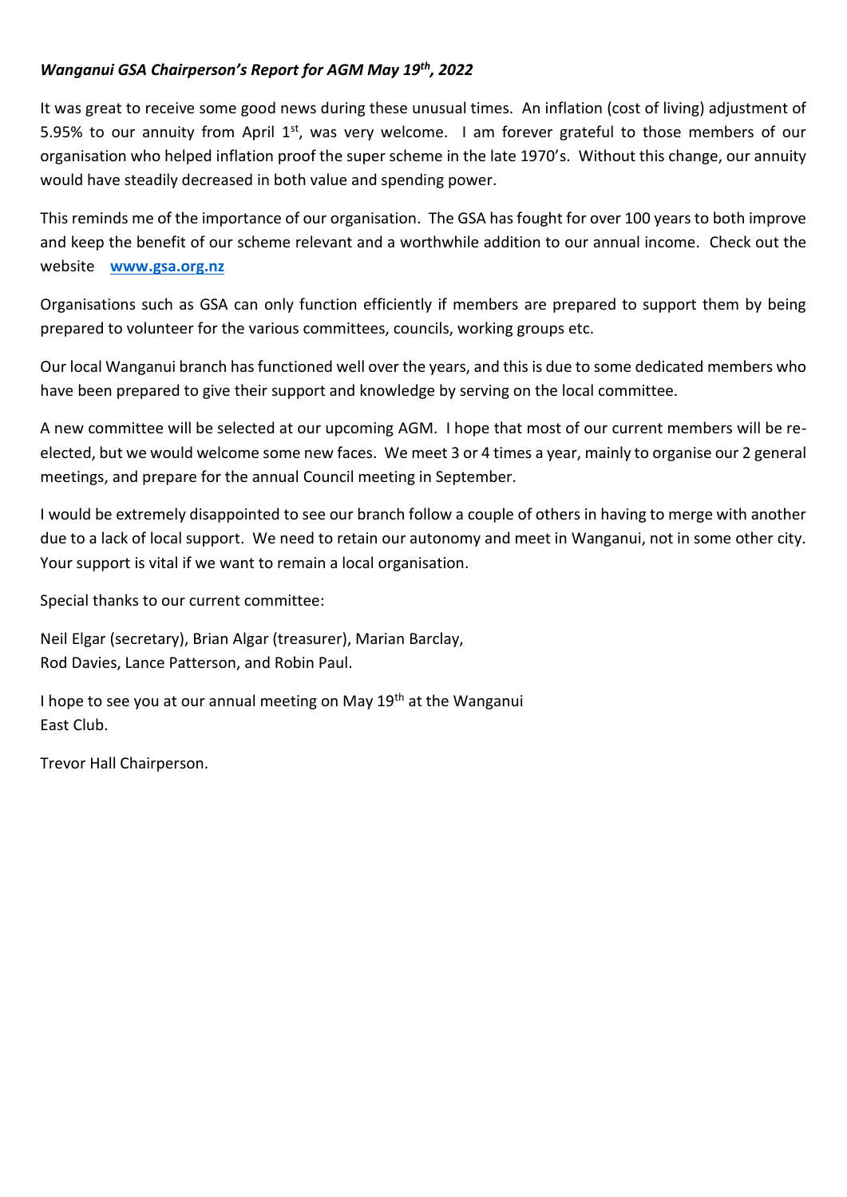*Wanganui GSA Chairperson's Report for AGM May 19th, 2022*

It was great to receive some good news during these unusual times. An inflation (cost of living) adjustment of 5.95% to our annuity from April 1st, was very welcome. I am forever grateful to those members of our organisation who helped inflation proof the super scheme in the late 1970's. Without this change, our annuity would have steadily decreased in both value and spending power.

This reminds me of the importance of our organisation. The GSA has fought for over 100 years to both improve and keep the benefit of our scheme relevant and a worthwhile addition to our annual income. Check out the website **www.gsa.org.nz**

Organisations such as GSA can only function efficiently if members are prepared to support them by being prepared to volunteer for the various committees, councils, working groups etc.

Our local Wanganui branch has functioned well over the years, and this is due to some dedicated members who have been prepared to give their support and knowledge by serving on the local committee.

A new committee will be selected at our upcoming AGM. I hope that most of our current members will be re-elected, but we would welcome some new faces. We meet 3 or 4 times a year, mainly to organise our 2 general meetings, and prepare for the annual Council meeting in September.

I would be extremely disappointed to see our branch follow a couple of others in having to merge with another due to a lack of local support. We need to retain our autonomy and meet in Wanganui, not in some other city. Your support is vital if we want to remain a local organisation.

Special thanks to our current committee:

Neil Elgar (secretary), Brian Algar (treasurer), Marian Barclay,
Rod Davies, Lance Patterson, and Robin Paul.

I hope to see you at our annual meeting on May 19th at the Wanganui East Club.

Trevor Hall Chairperson.